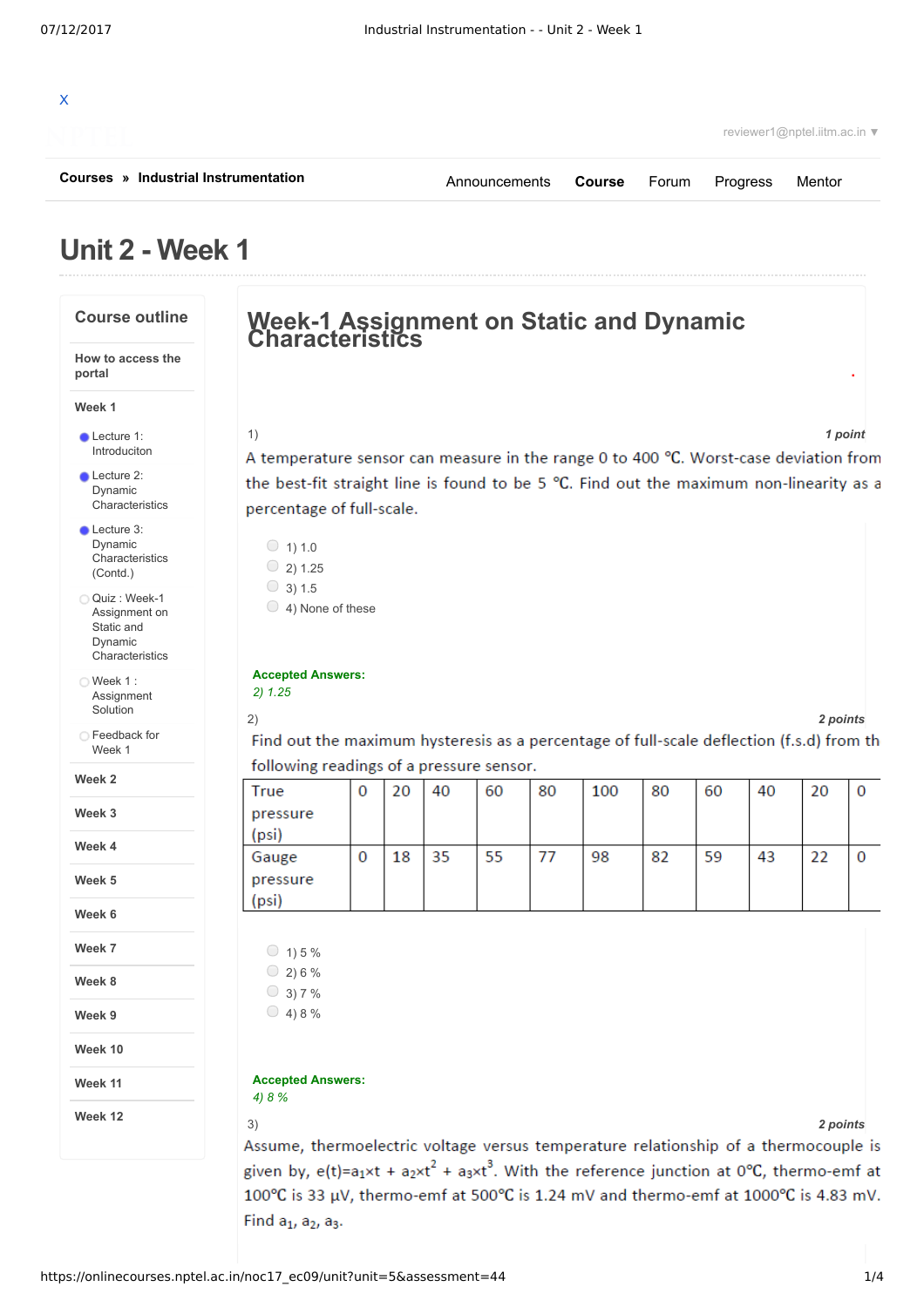X

reviewer1@nptel.iitm.ac.in ▼

**Courses** » **Industrial Instrumentation**

Announcements **Course** Forum Progress Mentor

# Unit 2 - Week 1

## Course outline

**How to access the portal**

**Week 1**

- Lecture 1: Introduciton
- Lecture 2: Dynamic Characteristics
- Lecture 3: Dynamic Characteristics (Contd.)
- Quiz : Week-1 Assignment on Static and Dynamic Characteristics
- Week 1 : Assignment Solution
- Feedback for Week 1

**Week 2**

**Week 3**

**Week 4**

**Week 5**

**Week 6**

**Week 7**

**Week 8**

**Week 9**

**Week 10**

**Week 11**

**Week 12**

## Week-1 Assignment on Static and Dynamic Characteristics

1) *1 point*

A temperature sensor can measure in the range 0 to 400 °C. Worst-case deviation from the best-fit straight line is found to be 5 °C. Find out the maximum non-linearity as a percentage of full-scale.

- 1) 1.0
- 2) 1.25
- 3) 1.5
- 4) None of these

**Accepted Answers:**
*2) 1.25*

2) *2 points*

Find out the maximum hysteresis as a percentage of full-scale deflection (f.s.d) from the following readings of a pressure sensor.

| True pressure (psi) | 0 | 20 | 40 | 60 | 80 | 100 | 80 | 60 | 40 | 20 | 0 |
|---|---|---|---|---|---|---|---|---|---|---|---|
| Gauge pressure (psi) | 0 | 18 | 35 | 55 | 77 | 98 | 82 | 59 | 43 | 22 | 0 |

- 1) 5 %
- 2) 6 %
- 3) 7 %
- 4) 8 %

**Accepted Answers:**
*4) 8 %*

3) *2 points*

Assume, thermoelectric voltage versus temperature relationship of a thermocouple is given by, $e(t)=a_1 \times t + a_2 \times t^2 + a_3 \times t^3$. With the reference junction at 0°C, thermo-emf at 100°C is 33 μV, thermo-emf at 500°C is 1.24 mV and thermo-emf at 1000°C is 4.83 mV. Find $a_1$, $a_2$, $a_3$.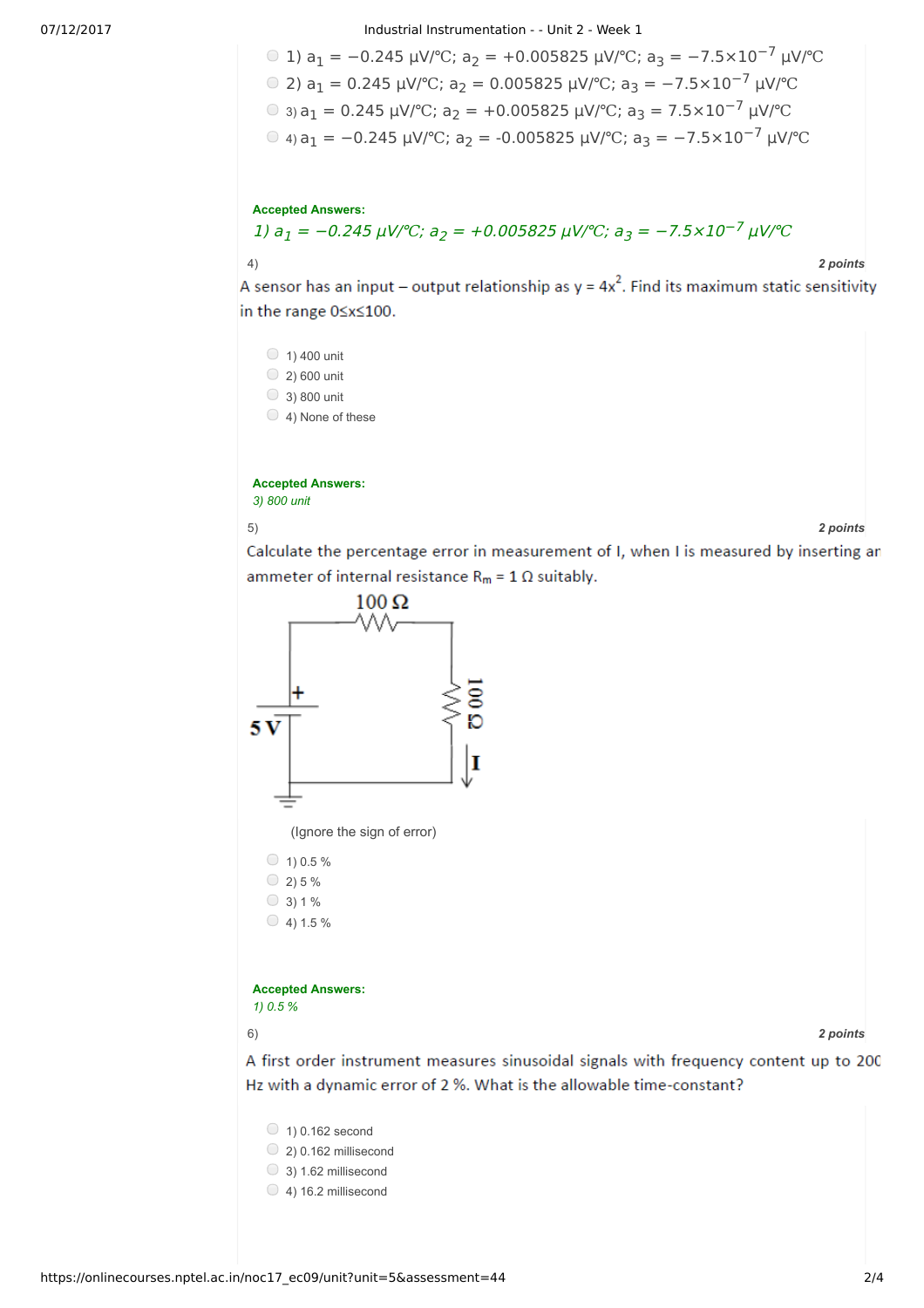1) $a_1 = -0.245$ μV/°C; $a_2 = +0.005825$ μV/°C; $a_3 = -7.5\times10^{-7}$ μV/°C

2) $a_1 = 0.245$ μV/°C; $a_2 = 0.005825$ μV/°C; $a_3 = -7.5\times10^{-7}$ μV/°C

3) $a_1 = 0.245$ μV/°C; $a_2 = +0.005825$ μV/°C; $a_3 = 7.5\times10^{-7}$ μV/°C

4) $a_1 = -0.245$ μV/°C; $a_2 = -0.005825$ μV/°C; $a_3 = -7.5\times10^{-7}$ μV/°C

**Accepted Answers:**

*1) $a_1 = -0.245$ μV/°C; $a_2 = +0.005825$ μV/°C; $a_3 = -7.5\times10^{-7}$ μV/°C*

4) **2 points**

A sensor has an input – output relationship as $y = 4x^2$. Find its maximum static sensitivity in the range $0 \le x \le 100$.

1) 400 unit

2) 600 unit

3) 800 unit

4) None of these

**Accepted Answers:**

*3) 800 unit*

5) **2 points**

Calculate the percentage error in measurement of I, when I is measured by inserting an ammeter of internal resistance $R_m = 1\ \Omega$ suitably.

100 Ω

5 V

100 Ω

I

(Ignore the sign of error)

1) 0.5 %

2) 5 %

3) 1 %

4) 1.5 %

**Accepted Answers:**

*1) 0.5 %*

6) **2 points**

A first order instrument measures sinusoidal signals with frequency content up to 200 Hz with a dynamic error of 2 %. What is the allowable time-constant?

1) 0.162 second

2) 0.162 millisecond

3) 1.62 millisecond

4) 16.2 millisecond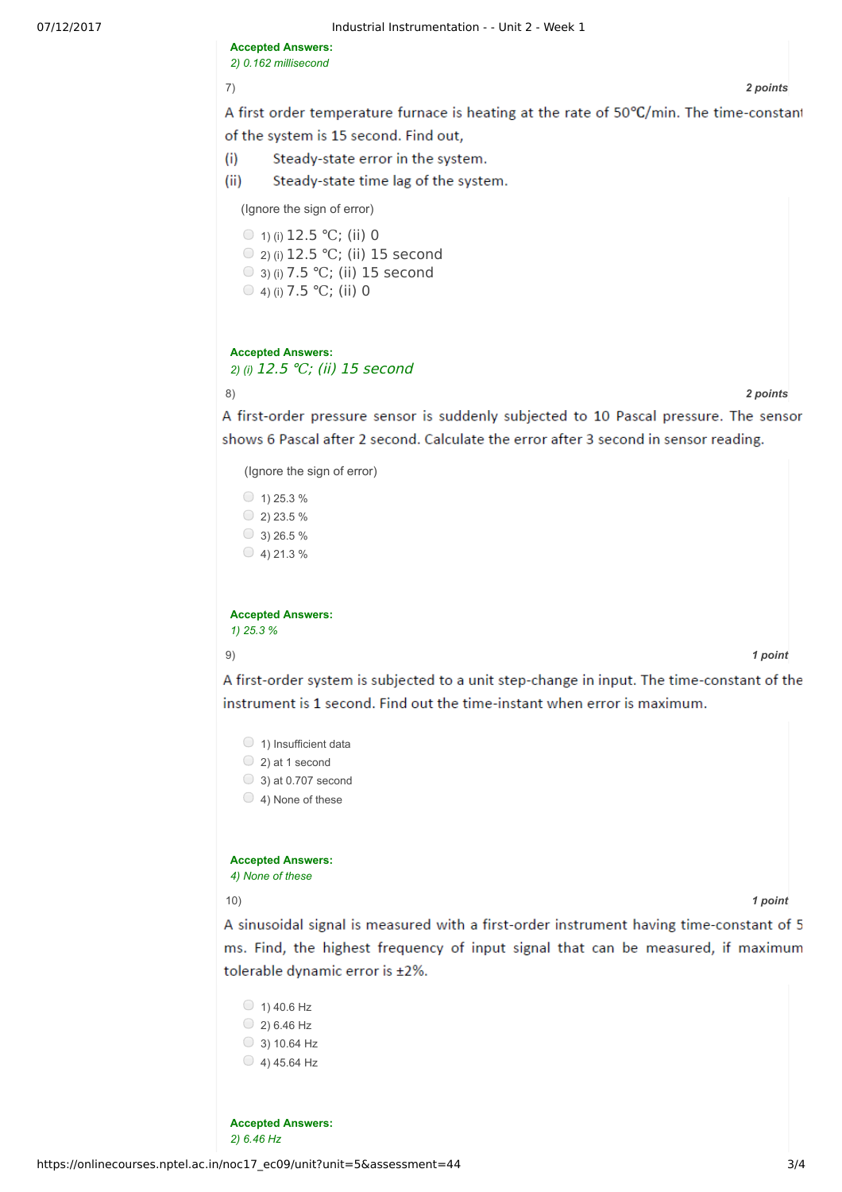**Accepted Answers:**
*2) 0.162 millisecond*

7) **2 points**

A first order temperature furnace is heating at the rate of 50℃/min. The time-constant of the system is 15 second. Find out,

(i) Steady-state error in the system.

(ii) Steady-state time lag of the system.

(Ignore the sign of error)

1) (i) 12.5 ℃; (ii) 0
2) (i) 12.5 ℃; (ii) 15 second
3) (i) 7.5 ℃; (ii) 15 second
4) (i) 7.5 ℃; (ii) 0

**Accepted Answers:**
*2) (i) 12.5 ℃; (ii) 15 second*

8) **2 points**

A first-order pressure sensor is suddenly subjected to 10 Pascal pressure. The sensor shows 6 Pascal after 2 second. Calculate the error after 3 second in sensor reading.

(Ignore the sign of error)

1) 25.3 %
2) 23.5 %
3) 26.5 %
4) 21.3 %

**Accepted Answers:**
*1) 25.3 %*

9) **1 point**

A first-order system is subjected to a unit step-change in input. The time-constant of the instrument is 1 second. Find out the time-instant when error is maximum.

1) Insufficient data
2) at 1 second
3) at 0.707 second
4) None of these

**Accepted Answers:**
*4) None of these*

10) **1 point**

A sinusoidal signal is measured with a first-order instrument having time-constant of 5 ms. Find, the highest frequency of input signal that can be measured, if maximum tolerable dynamic error is ±2%.

1) 40.6 Hz
2) 6.46 Hz
3) 10.64 Hz
4) 45.64 Hz

**Accepted Answers:**
*2) 6.46 Hz*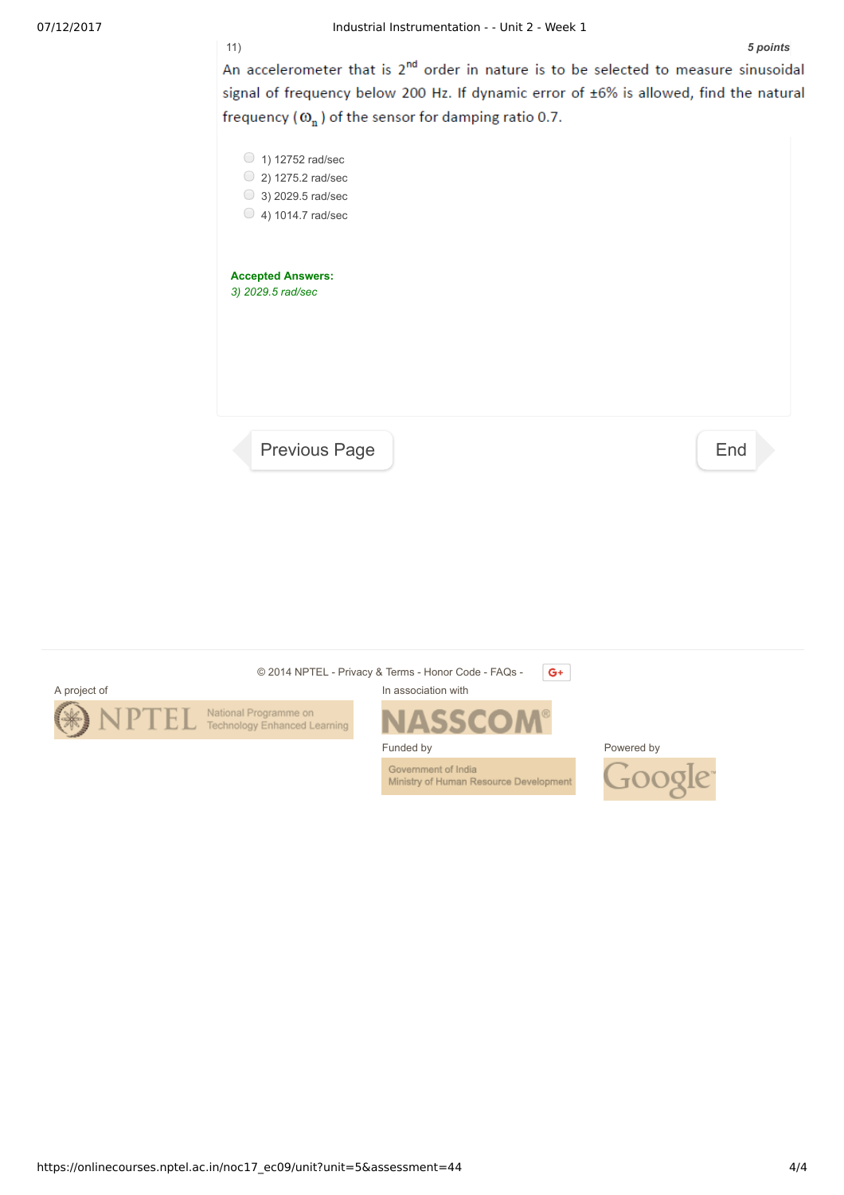11)

**5 points**

An accelerometer that is 2[nd] order in nature is to be selected to measure sinusoidal signal of frequency below 200 Hz. If dynamic error of ±6% is allowed, find the natural frequency ($\omega_n$) of the sensor for damping ratio 0.7.

1) 12752 rad/sec

2) 1275.2 rad/sec

3) 2029.5 rad/sec

4) 1014.7 rad/sec

**Accepted Answers:**

*3) 2029.5 rad/sec*

Previous Page

End

© 2014 NPTEL - Privacy & Terms - Honor Code - FAQs -

A project of

NPTEL National Programme on Technology Enhanced Learning

In association with

NASSCOM®

Funded by

Government of India Ministry of Human Resource Development

Powered by

Google